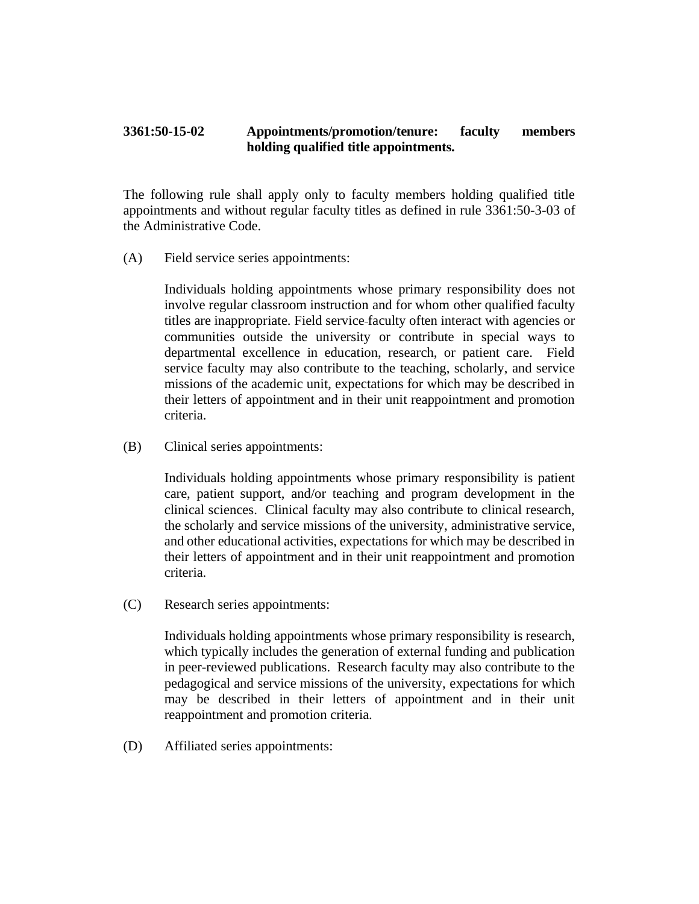**3361:50-15-02 Appointments/promotion/tenure: faculty members holding qualified title appointments.**

The following rule shall apply only to faculty members holding qualified title appointments and without regular faculty titles as defined in rule 3361:50-3-03 of the Administrative Code.

(A) Field service series appointments:

Individuals holding appointments whose primary responsibility does not involve regular classroom instruction and for whom other qualified faculty titles are inappropriate. Field service faculty often interact with agencies or communities outside the university or contribute in special ways to departmental excellence in education, research, or patient care. Field service faculty may also contribute to the teaching, scholarly, and service missions of the academic unit, expectations for which may be described in their letters of appointment and in their unit reappointment and promotion criteria.

(B) Clinical series appointments:

Individuals holding appointments whose primary responsibility is patient care, patient support, and/or teaching and program development in the clinical sciences. Clinical faculty may also contribute to clinical research, the scholarly and service missions of the university, administrative service, and other educational activities, expectations for which may be described in their letters of appointment and in their unit reappointment and promotion criteria.

(C) Research series appointments:

Individuals holding appointments whose primary responsibility is research, which typically includes the generation of external funding and publication in peer-reviewed publications. Research faculty may also contribute to the pedagogical and service missions of the university, expectations for which may be described in their letters of appointment and in their unit reappointment and promotion criteria.

(D) Affiliated series appointments: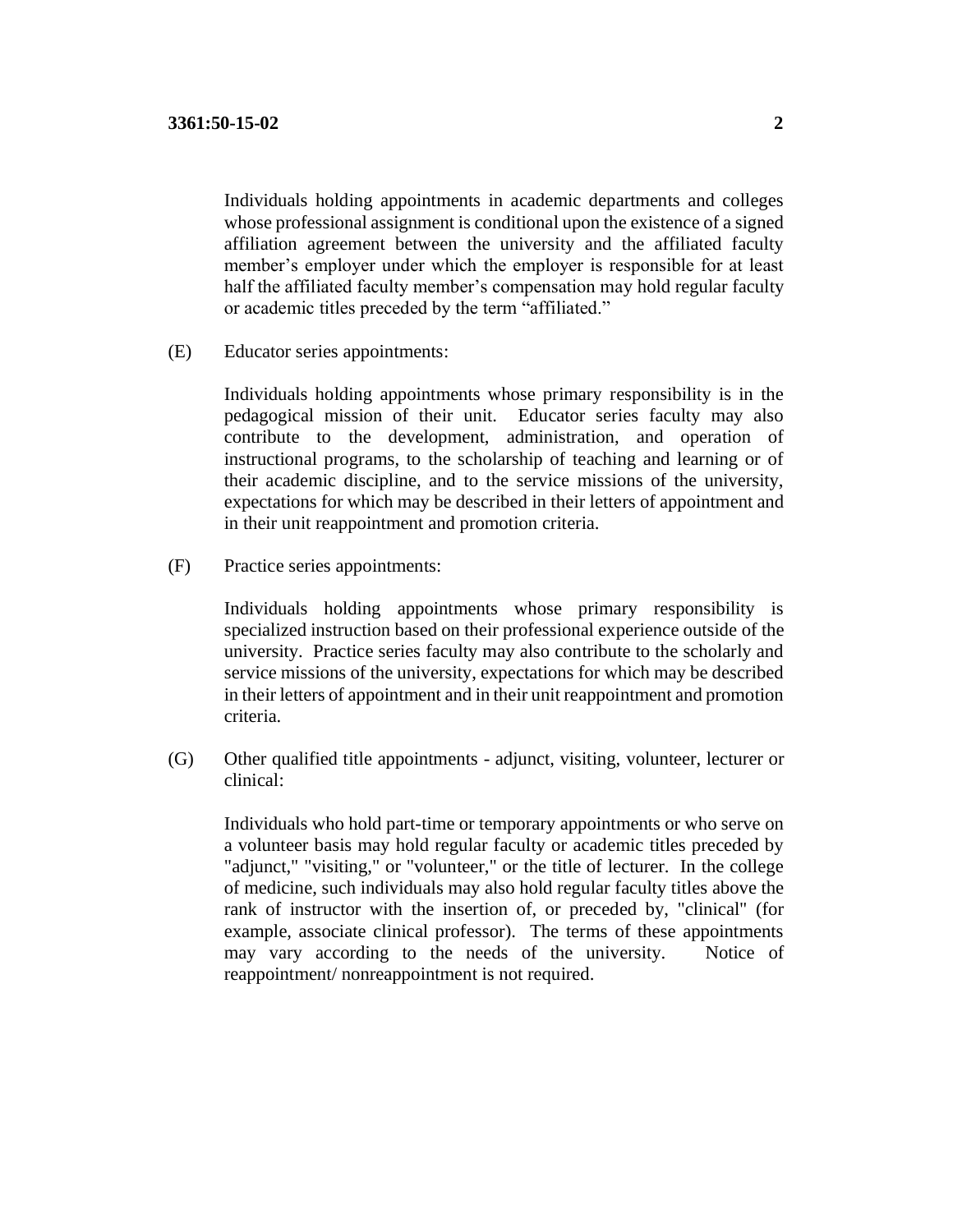Individuals holding appointments in academic departments and colleges whose professional assignment is conditional upon the existence of a signed affiliation agreement between the university and the affiliated faculty member's employer under which the employer is responsible for at least half the affiliated faculty member's compensation may hold regular faculty or academic titles preceded by the term "affiliated."

(E) Educator series appointments:

Individuals holding appointments whose primary responsibility is in the pedagogical mission of their unit. Educator series faculty may also contribute to the development, administration, and operation of instructional programs, to the scholarship of teaching and learning or of their academic discipline, and to the service missions of the university, expectations for which may be described in their letters of appointment and in their unit reappointment and promotion criteria.

(F) Practice series appointments:

Individuals holding appointments whose primary responsibility is specialized instruction based on their professional experience outside of the university. Practice series faculty may also contribute to the scholarly and service missions of the university, expectations for which may be described in their letters of appointment and in their unit reappointment and promotion criteria.

(G) Other qualified title appointments - adjunct, visiting, volunteer, lecturer or clinical:

Individuals who hold part-time or temporary appointments or who serve on a volunteer basis may hold regular faculty or academic titles preceded by "adjunct," "visiting," or "volunteer," or the title of lecturer. In the college of medicine, such individuals may also hold regular faculty titles above the rank of instructor with the insertion of, or preceded by, "clinical" (for example, associate clinical professor). The terms of these appointments may vary according to the needs of the university. Notice of reappointment/ nonreappointment is not required.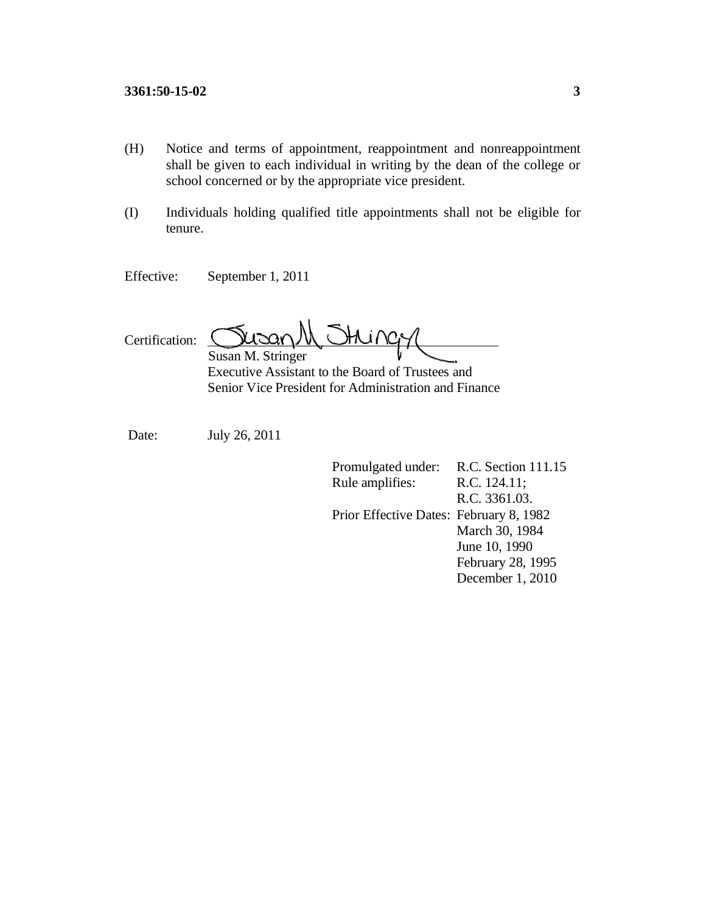(H) Notice and terms of appointment, reappointment and nonreappointment shall be given to each individual in writing by the dean of the college or school concerned or by the appropriate vice president.

(I) Individuals holding qualified title appointments shall not be eligible for tenure.

Effective: September 1, 2011

Certification: Susan M. Stringer
Susan M. Stringer
Executive Assistant to the Board of Trustees and
Senior Vice President for Administration and Finance

Date: July 26, 2011

| | |
|---|---|
| Promulgated under: | R.C. Section 111.15 |
| Rule amplifies: | R.C. 124.11; |
| | R.C. 3361.03. |
| Prior Effective Dates: | February 8, 1982 |
| | March 30, 1984 |
| | June 10, 1990 |
| | February 28, 1995 |
| | December 1, 2010 |